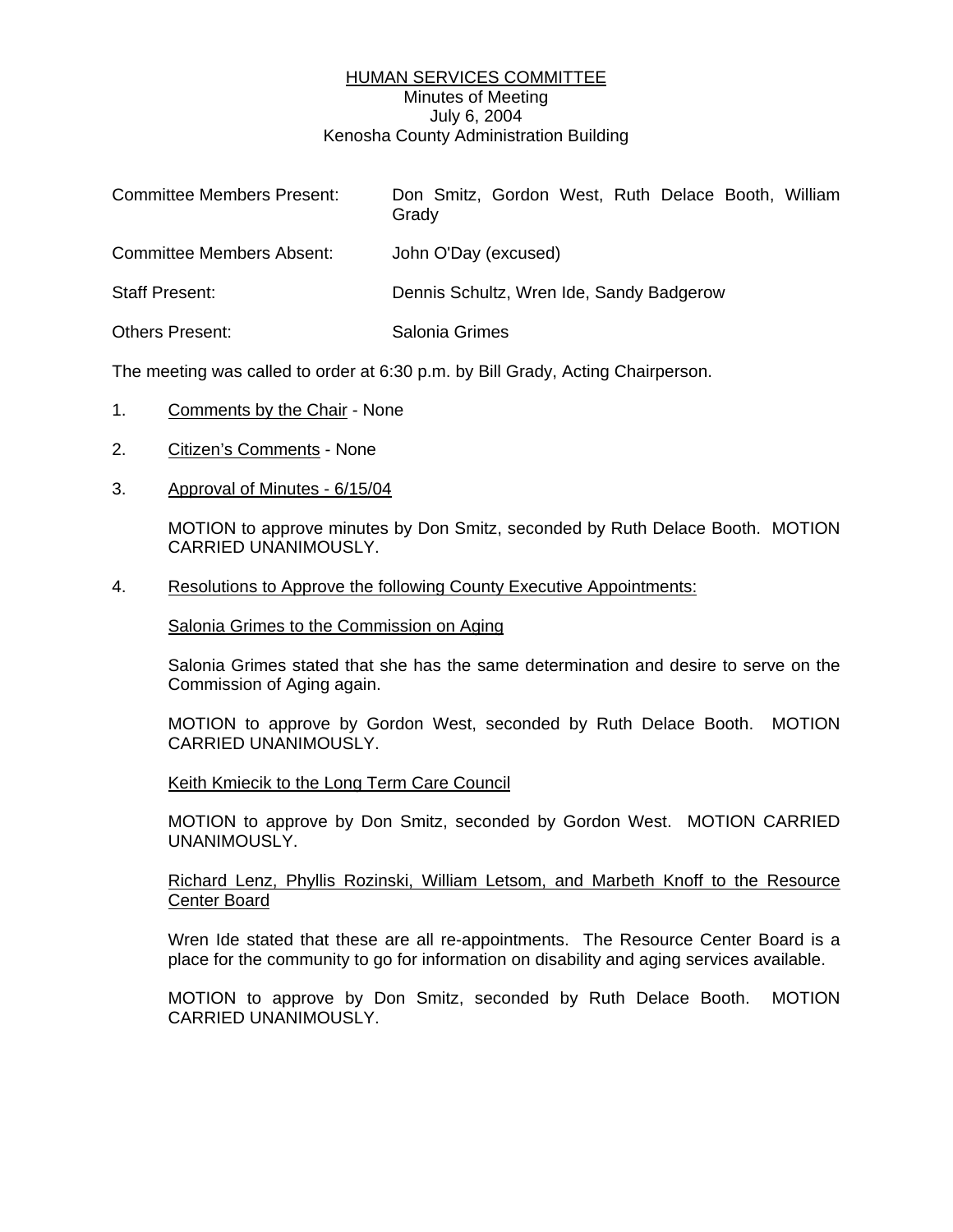<u>HUMAN SERVICES COMMITTEE</u>
Minutes of Meeting
July 6, 2004
Kenosha County Administration Building

| | |
|---|---|
| Committee Members Present: | Don Smitz, Gordon West, Ruth Delace Booth, William Grady |
| Committee Members Absent: | John O'Day (excused) |
| Staff Present: | Dennis Schultz, Wren Ide, Sandy Badgerow |
| Others Present: | Salonia Grimes |

The meeting was called to order at 6:30 p.m. by Bill Grady, Acting Chairperson.

1. <u>Comments by the Chair</u> - None

2. <u>Citizen's Comments</u> - None

3. <u>Approval of Minutes - 6/15/04</u>

   MOTION to approve minutes by Don Smitz, seconded by Ruth Delace Booth. MOTION CARRIED UNANIMOUSLY.

4. <u>Resolutions to Approve the following County Executive Appointments:</u>

   <u>Salonia Grimes to the Commission on Aging</u>

   Salonia Grimes stated that she has the same determination and desire to serve on the Commission of Aging again.

   MOTION to approve by Gordon West, seconded by Ruth Delace Booth. MOTION CARRIED UNANIMOUSLY.

   <u>Keith Kmiecik to the Long Term Care Council</u>

   MOTION to approve by Don Smitz, seconded by Gordon West. MOTION CARRIED UNANIMOUSLY.

   <u>Richard Lenz, Phyllis Rozinski, William Letsom, and Marbeth Knoff to the Resource Center Board</u>

   Wren Ide stated that these are all re-appointments. The Resource Center Board is a place for the community to go for information on disability and aging services available.

   MOTION to approve by Don Smitz, seconded by Ruth Delace Booth. MOTION CARRIED UNANIMOUSLY.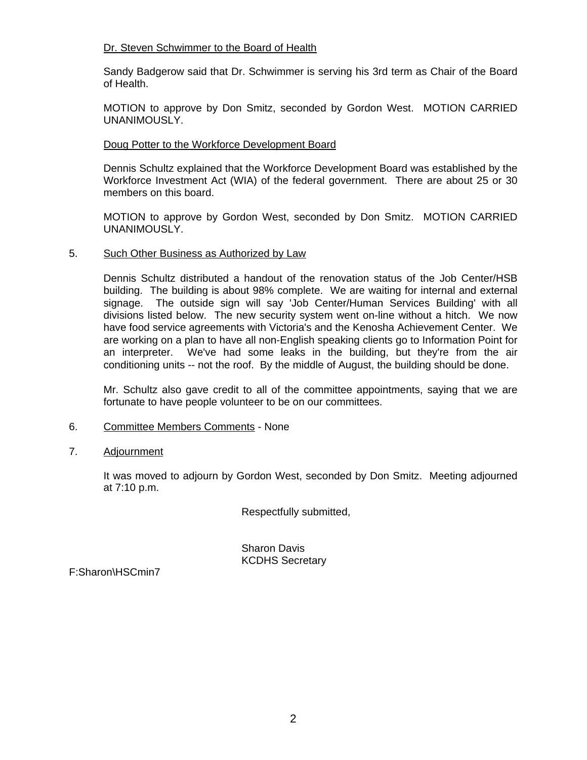Dr. Steven Schwimmer to the Board of Health

Sandy Badgerow said that Dr. Schwimmer is serving his 3rd term as Chair of the Board of Health.

MOTION to approve by Don Smitz, seconded by Gordon West. MOTION CARRIED UNANIMOUSLY.

Doug Potter to the Workforce Development Board

Dennis Schultz explained that the Workforce Development Board was established by the Workforce Investment Act (WIA) of the federal government. There are about 25 or 30 members on this board.

MOTION to approve by Gordon West, seconded by Don Smitz. MOTION CARRIED UNANIMOUSLY.

5. Such Other Business as Authorized by Law

Dennis Schultz distributed a handout of the renovation status of the Job Center/HSB building. The building is about 98% complete. We are waiting for internal and external signage. The outside sign will say 'Job Center/Human Services Building' with all divisions listed below. The new security system went on-line without a hitch. We now have food service agreements with Victoria's and the Kenosha Achievement Center. We are working on a plan to have all non-English speaking clients go to Information Point for an interpreter. We've had some leaks in the building, but they're from the air conditioning units -- not the roof. By the middle of August, the building should be done.

Mr. Schultz also gave credit to all of the committee appointments, saying that we are fortunate to have people volunteer to be on our committees.

6. Committee Members Comments - None

7. Adjournment

It was moved to adjourn by Gordon West, seconded by Don Smitz. Meeting adjourned at 7:10 p.m.

Respectfully submitted,

Sharon Davis
KCDHS Secretary

F:Sharon\HSCmin7